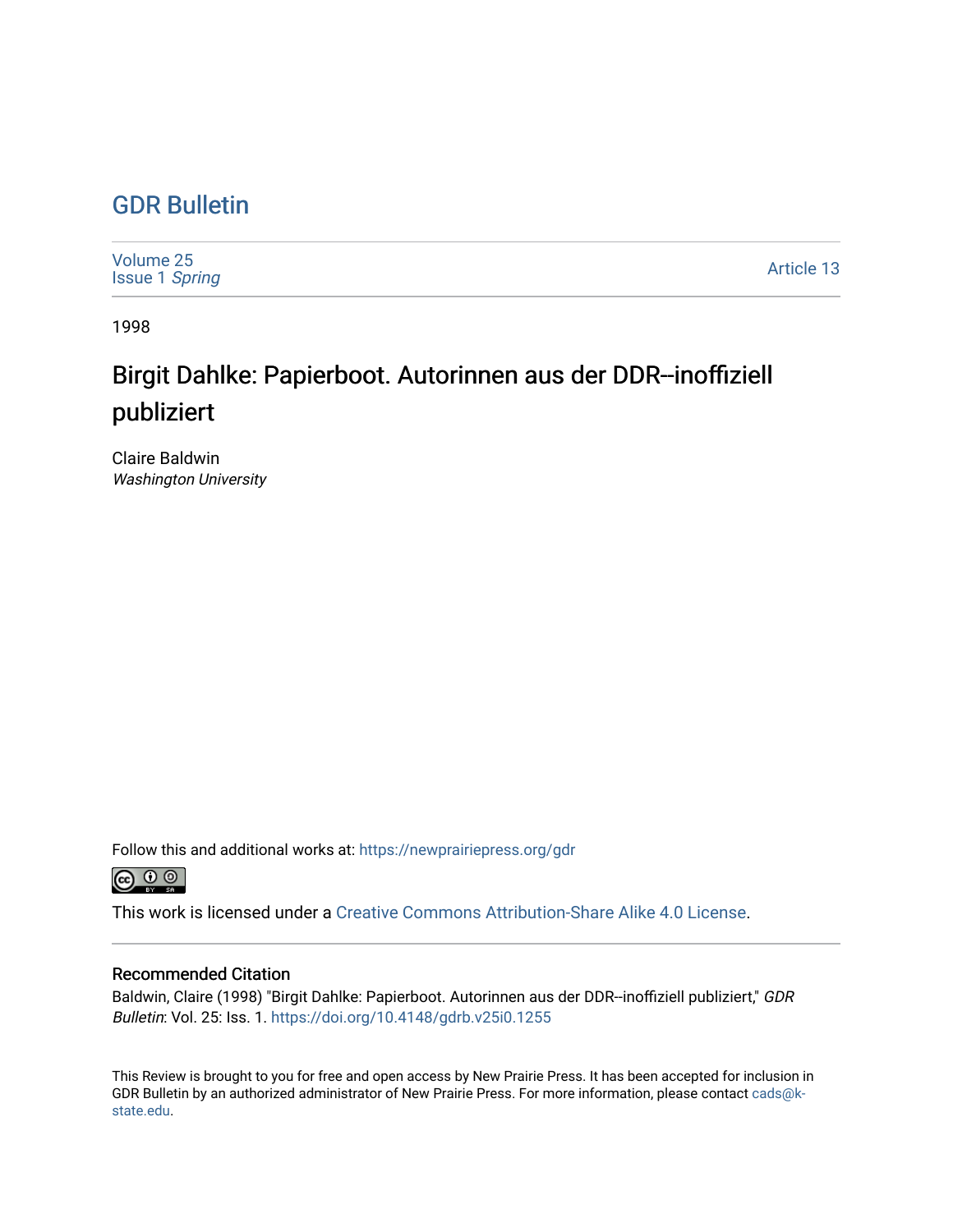# GDR Bulletin

Volume 25
Issue 1 *Spring*

Article 13

1998

## Birgit Dahlke: Papierboot. Autorinnen aus der DDR--inoffiziell publiziert

Claire Baldwin
*Washington University*

Follow this and additional works at: https://newprairiepress.org/gdr

This work is licensed under a Creative Commons Attribution-Share Alike 4.0 License.

### Recommended Citation

Baldwin, Claire (1998) "Birgit Dahlke: Papierboot. Autorinnen aus der DDR--inoffiziell publiziert," *GDR Bulletin*: Vol. 25: Iss. 1. https://doi.org/10.4148/gdrb.v25i0.1255

This Review is brought to you for free and open access by New Prairie Press. It has been accepted for inclusion in GDR Bulletin by an authorized administrator of New Prairie Press. For more information, please contact cads@k-state.edu.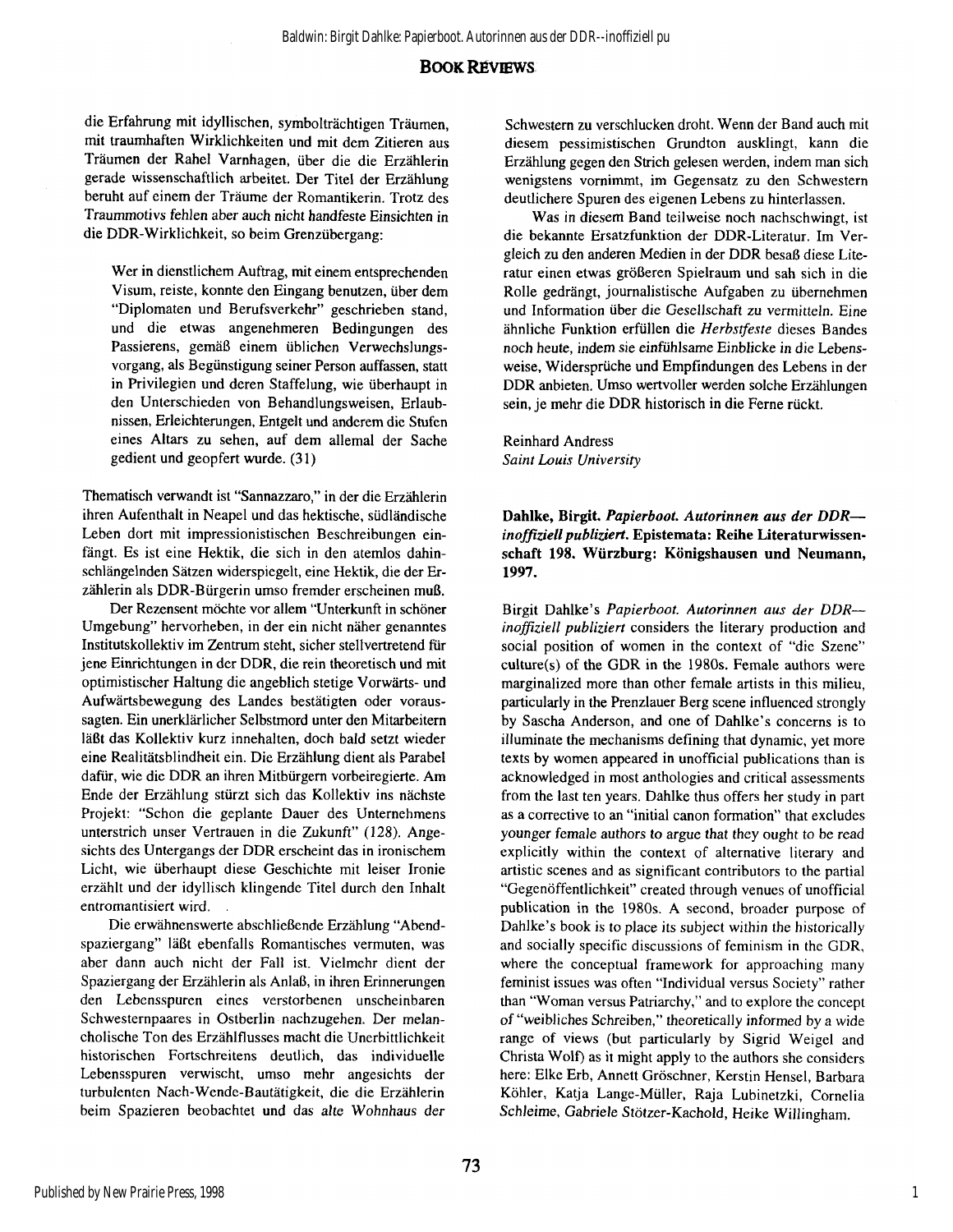die Erfahrung mit idyllischen, symbolträchtigen Träumen, mit traumhaften Wirklichkeiten und mit dem Zitieren aus Träumen der Rahel Varnhagen, über die die Erzählerin gerade wissenschaftlich arbeitet. Der Titel der Erzählung beruht auf einem der Träume der Romantikerin. Trotz des Traummotivs fehlen aber auch nicht handfeste Einsichten in die DDR-Wirklichkeit, so beim Grenzübergang:

> Wer in dienstlichem Auftrag, mit einem entsprechenden Visum, reiste, konnte den Eingang benutzen, über dem "Diplomaten und Berufsverkehr" geschrieben stand, und die etwas angenehmeren Bedingungen des Passierens, gemäß einem üblichen Verwechslungsvorgang, als Begünstigung seiner Person auffassen, statt in Privilegien und deren Staffelung, wie überhaupt in den Unterschieden von Behandlungsweisen, Erlaubnissen, Erleichterungen, Entgelt und anderem die Stufen eines Altars zu sehen, auf dem allemal der Sache gedient und geopfert wurde. (31)

Thematisch verwandt ist "Sannazzaro," in der die Erzählerin ihren Aufenthalt in Neapel und das hektische, südländische Leben dort mit impressionistischen Beschreibungen einfängt. Es ist eine Hektik, die sich in den atemlos dahinschlängelnden Sätzen widerspiegelt, eine Hektik, die der Erzählerin als DDR-Bürgerin umso fremder erscheinen muß.

Der Rezensent möchte vor allem "Unterkunft in schöner Umgebung" hervorheben, in der ein nicht näher genanntes Institutskollektiv im Zentrum steht, sicher stellvertretend für jene Einrichtungen in der DDR, die rein theoretisch und mit optimistischer Haltung die angeblich stetige Vorwärts- und Aufwärtsbewegung des Landes bestätigten oder voraussagten. Ein unerklärlicher Selbstmord unter den Mitarbeitern läßt das Kollektiv kurz innehalten, doch bald setzt wieder eine Realitätsblindheit ein. Die Erzählung dient als Parabel dafür, wie die DDR an ihren Mitbürgern vorbeiregierte. Am Ende der Erzählung stürzt sich das Kollektiv ins nächste Projekt: "Schon die geplante Dauer des Unternehmens unterstrich unser Vertrauen in die Zukunft" (128). Angesichts des Untergangs der DDR erscheint das in ironischem Licht, wie überhaupt diese Geschichte mit leiser Ironie erzählt und der idyllisch klingende Titel durch den Inhalt entromantisiert wird.

Die erwähnenswerte abschließende Erzählung "Abendspaziergang" läßt ebenfalls Romantisches vermuten, was aber dann auch nicht der Fall ist. Vielmehr dient der Spaziergang der Erzählerin als Anlaß, in ihren Erinnerungen den Lebensspuren eines verstorbenen unscheinbaren Schwesternpaares in Ostberlin nachzugehen. Der melancholische Ton des Erzählflusses macht die Unerbittlichkeit historischen Fortschreitens deutlich, das individuelle Lebensspuren verwischt, umso mehr angesichts der turbulenten Nach-Wende-Bautätigkeit, die die Erzählerin beim Spazieren beobachtet und das alte Wohnhaus der Schwestern zu verschlucken droht. Wenn der Band auch mit diesem pessimistischen Grundton ausklingt, kann die Erzählung gegen den Strich gelesen werden, indem man sich wenigstens vornimmt, im Gegensatz zu den Schwestern deutlichere Spuren des eigenen Lebens zu hinterlassen.

Was in diesem Band teilweise noch nachschwingt, ist die bekannte Ersatzfunktion der DDR-Literatur. Im Vergleich zu den anderen Medien in der DDR besaß diese Literatur einen etwas größeren Spielraum und sah sich in die Rolle gedrängt, journalistische Aufgaben zu übernehmen und Information über die Gesellschaft zu vermitteln. Eine ähnliche Funktion erfüllen die *Herbstfeste* dieses Bandes noch heute, indem sie einfühlsame Einblicke in die Lebensweise, Widersprüche und Empfindungen des Lebens in der DDR anbieten. Umso wertvoller werden solche Erzählungen sein, je mehr die DDR historisch in die Ferne rückt.

Reinhard Andress
*Saint Louis University*

**Dahlke, Birgit. *Papierboot. Autorinnen aus der DDR—inoffiziell publiziert.* Epistemata: Reihe Literaturwissenschaft 198. Würzburg: Königshausen und Neumann, 1997.**

Birgit Dahlke's *Papierboot. Autorinnen aus der DDR—inoffiziell publiziert* considers the literary production and social position of women in the context of "die Szene" culture(s) of the GDR in the 1980s. Female authors were marginalized more than other female artists in this milieu, particularly in the Prenzlauer Berg scene influenced strongly by Sascha Anderson, and one of Dahlke's concerns is to illuminate the mechanisms defining that dynamic, yet more texts by women appeared in unofficial publications than is acknowledged in most anthologies and critical assessments from the last ten years. Dahlke thus offers her study in part as a corrective to an "initial canon formation" that excludes younger female authors to argue that they ought to be read explicitly within the context of alternative literary and artistic scenes and as significant contributors to the partial "Gegenöffentlichkeit" created through venues of unofficial publication in the 1980s. A second, broader purpose of Dahlke's book is to place its subject within the historically and socially specific discussions of feminism in the GDR, where the conceptual framework for approaching many feminist issues was often "Individual versus Society" rather than "Woman versus Patriarchy," and to explore the concept of "weibliches Schreiben," theoretically informed by a wide range of views (but particularly by Sigrid Weigel and Christa Wolf) as it might apply to the authors she considers here: Elke Erb, Annett Gröschner, Kerstin Hensel, Barbara Köhler, Katja Lange-Müller, Raja Lubinetzki, Cornelia Schleime, Gabriele Stötzer-Kachold, Heike Willingham.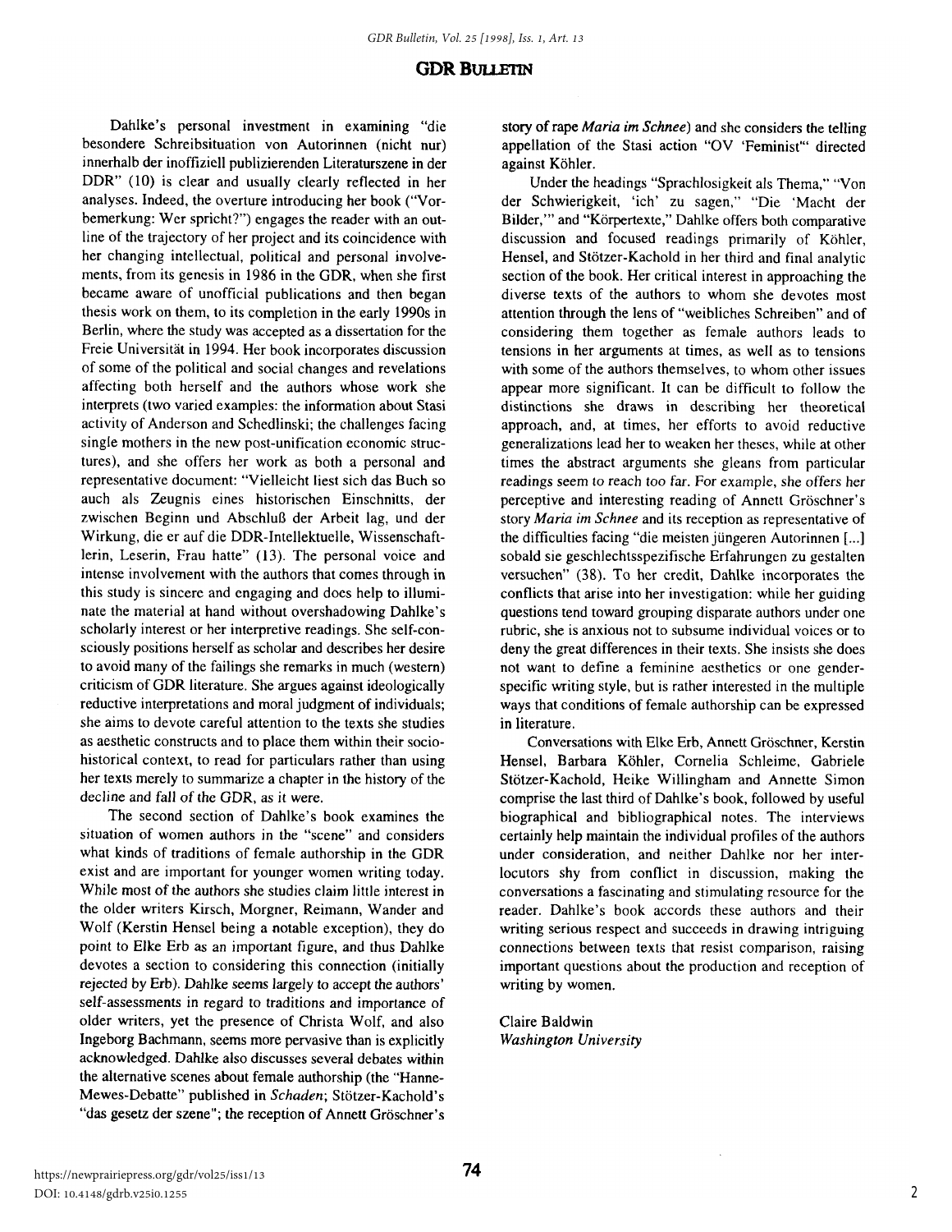Dahlke's personal investment in examining "die besondere Schreibsituation von Autorinnen (nicht nur) innerhalb der inoffiziell publizierenden Literaturszene in der DDR" (10) is clear and usually clearly reflected in her analyses. Indeed, the overture introducing her book ("Vorbemerkung: Wer spricht?") engages the reader with an outline of the trajectory of her project and its coincidence with her changing intellectual, political and personal involvements, from its genesis in 1986 in the GDR, when she first became aware of unofficial publications and then began thesis work on them, to its completion in the early 1990s in Berlin, where the study was accepted as a dissertation for the Freie Universität in 1994. Her book incorporates discussion of some of the political and social changes and revelations affecting both herself and the authors whose work she interprets (two varied examples: the information about Stasi activity of Anderson and Schedlinski; the challenges facing single mothers in the new post-unification economic structures), and she offers her work as both a personal and representative document: "Vielleicht liest sich das Buch so auch als Zeugnis eines historischen Einschnitts, der zwischen Beginn und Abschluß der Arbeit lag, und der Wirkung, die er auf die DDR-Intellektuelle, Wissenschaftlerin, Leserin, Frau hatte" (13). The personal voice and intense involvement with the authors that comes through in this study is sincere and engaging and does help to illuminate the material at hand without overshadowing Dahlke's scholarly interest or her interpretive readings. She self-consciously positions herself as scholar and describes her desire to avoid many of the failings she remarks in much (western) criticism of GDR literature. She argues against ideologically reductive interpretations and moral judgment of individuals; she aims to devote careful attention to the texts she studies as aesthetic constructs and to place them within their socio-historical context, to read for particulars rather than using her texts merely to summarize a chapter in the history of the decline and fall of the GDR, as it were.

The second section of Dahlke's book examines the situation of women authors in the "scene" and considers what kinds of traditions of female authorship in the GDR exist and are important for younger women writing today. While most of the authors she studies claim little interest in the older writers Kirsch, Morgner, Reimann, Wander and Wolf (Kerstin Hensel being a notable exception), they do point to Elke Erb as an important figure, and thus Dahlke devotes a section to considering this connection (initially rejected by Erb). Dahlke seems largely to accept the authors' self-assessments in regard to traditions and importance of older writers, yet the presence of Christa Wolf, and also Ingeborg Bachmann, seems more pervasive than is explicitly acknowledged. Dahlke also discusses several debates within the alternative scenes about female authorship (the "Hanne-Mewes-Debatte" published in *Schaden*; Stötzer-Kachold's "das gesetz der szene"; the reception of Annett Gröschner's story of rape *Maria im Schnee*) and she considers the telling appellation of the Stasi action "OV 'Feminist'" directed against Köhler.

Under the headings "Sprachlosigkeit als Thema," "Von der Schwierigkeit, 'ich' zu sagen," "Die 'Macht der Bilder,'" and "Körpertexte," Dahlke offers both comparative discussion and focused readings primarily of Köhler, Hensel, and Stötzer-Kachold in her third and final analytic section of the book. Her critical interest in approaching the diverse texts of the authors to whom she devotes most attention through the lens of "weibliches Schreiben" and of considering them together as female authors leads to tensions in her arguments at times, as well as to tensions with some of the authors themselves, to whom other issues appear more significant. It can be difficult to follow the distinctions she draws in describing her theoretical approach, and, at times, her efforts to avoid reductive generalizations lead her to weaken her theses, while at other times the abstract arguments she gleans from particular readings seem to reach too far. For example, she offers her perceptive and interesting reading of Annett Gröschner's story *Maria im Schnee* and its reception as representative of the difficulties facing "die meisten jüngeren Autorinnen [...] sobald sie geschlechtsspezifische Erfahrungen zu gestalten versuchen" (38). To her credit, Dahlke incorporates the conflicts that arise into her investigation: while her guiding questions tend toward grouping disparate authors under one rubric, she is anxious not to subsume individual voices or to deny the great differences in their texts. She insists she does not want to define a feminine aesthetics or one gender-specific writing style, but is rather interested in the multiple ways that conditions of female authorship can be expressed in literature.

Conversations with Elke Erb, Annett Gröschner, Kerstin Hensel, Barbara Köhler, Cornelia Schleime, Gabriele Stötzer-Kachold, Heike Willingham and Annette Simon comprise the last third of Dahlke's book, followed by useful biographical and bibliographical notes. The interviews certainly help maintain the individual profiles of the authors under consideration, and neither Dahlke nor her interlocutors shy from conflict in discussion, making the conversations a fascinating and stimulating resource for the reader. Dahlke's book accords these authors and their writing serious respect and succeeds in drawing intriguing connections between texts that resist comparison, raising important questions about the production and reception of writing by women.

Claire Baldwin
*Washington University*